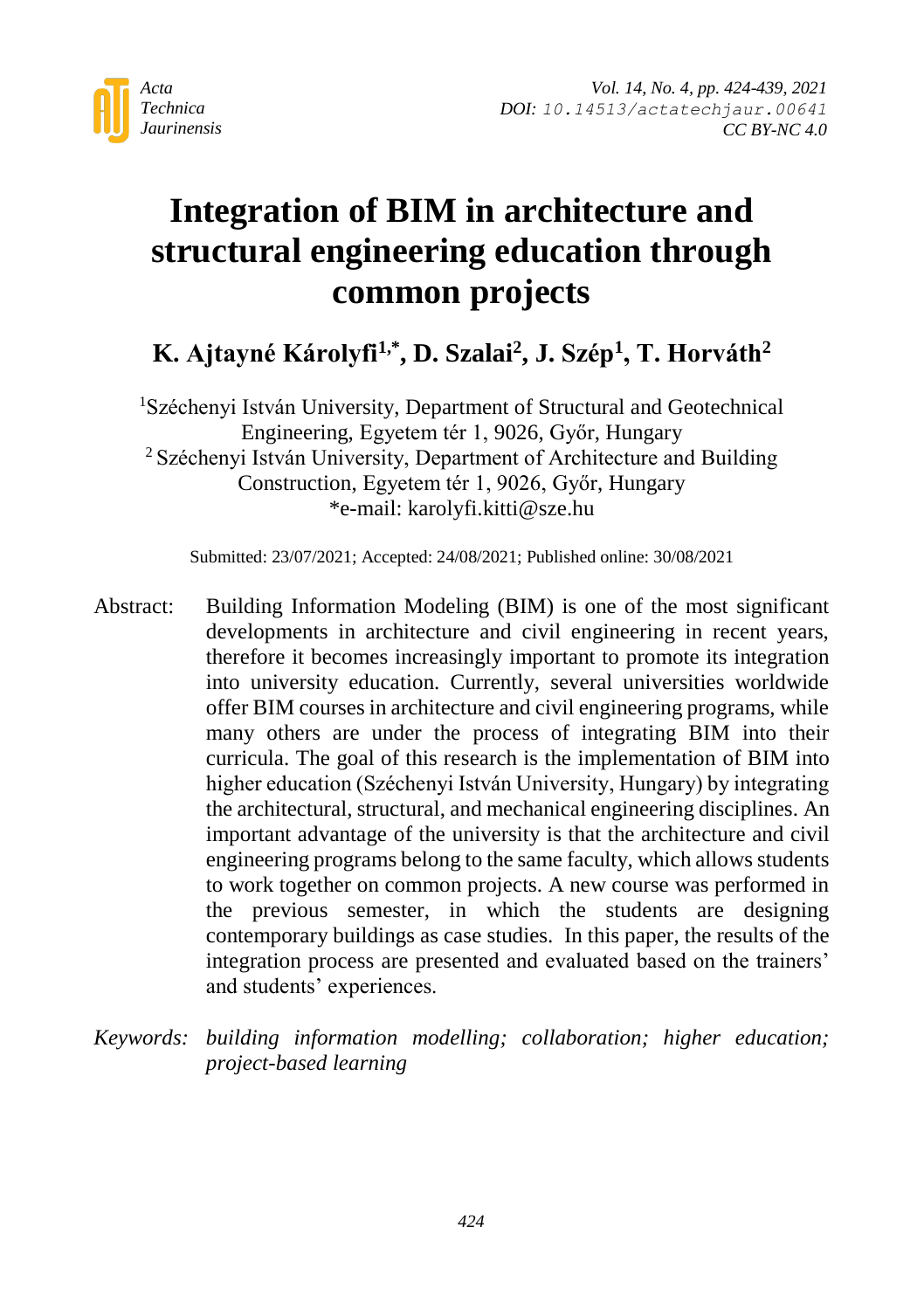# Integration of BIM in architecture and structural engineering education through common projects

**K. Ajtayné Károlyfi[1,*], D. Szalai[2], J. Szép[1], T. Horváth[2]**

[1]Széchenyi István University, Department of Structural and Geotechnical Engineering, Egyetem tér 1, 9026, Győr, Hungary
[2] Széchenyi István University, Department of Architecture and Building Construction, Egyetem tér 1, 9026, Győr, Hungary
*e-mail: karolyfi.kitti@sze.hu

Submitted: 23/07/2021; Accepted: 24/08/2021; Published online: 30/08/2021

Abstract: Building Information Modeling (BIM) is one of the most significant developments in architecture and civil engineering in recent years, therefore it becomes increasingly important to promote its integration into university education. Currently, several universities worldwide offer BIM courses in architecture and civil engineering programs, while many others are under the process of integrating BIM into their curricula. The goal of this research is the implementation of BIM into higher education (Széchenyi István University, Hungary) by integrating the architectural, structural, and mechanical engineering disciplines. An important advantage of the university is that the architecture and civil engineering programs belong to the same faculty, which allows students to work together on common projects. A new course was performed in the previous semester, in which the students are designing contemporary buildings as case studies. In this paper, the results of the integration process are presented and evaluated based on the trainers' and students' experiences.

*Keywords: building information modelling; collaboration; higher education; project-based learning*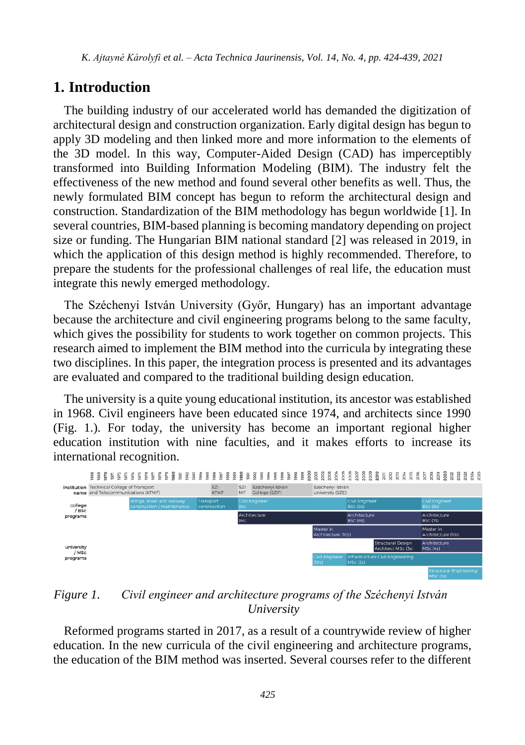## 1. Introduction

The building industry of our accelerated world has demanded the digitization of architectural design and construction organization. Early digital design has begun to apply 3D modeling and then linked more and more information to the elements of the 3D model. In this way, Computer-Aided Design (CAD) has imperceptibly transformed into Building Information Modeling (BIM). The industry felt the effectiveness of the new method and found several other benefits as well. Thus, the newly formulated BIM concept has begun to reform the architectural design and construction. Standardization of the BIM methodology has begun worldwide [1]. In several countries, BIM-based planning is becoming mandatory depending on project size or funding. The Hungarian BIM national standard [2] was released in 2019, in which the application of this design method is highly recommended. Therefore, to prepare the students for the professional challenges of real life, the education must integrate this newly emerged methodology.

The Széchenyi István University (Győr, Hungary) has an important advantage because the architecture and civil engineering programs belong to the same faculty, which gives the possibility for students to work together on common projects. This research aimed to implement the BIM method into the curricula by integrating these two disciplines. In this paper, the integration process is presented and its advantages are evaluated and compared to the traditional building design education.

The university is a quite young educational institution, its ancestor was established in 1968. Civil engineers have been educated since 1974, and architects since 1990 (Fig. 1.). For today, the university has become an important regional higher education institution with nine faculties, and it makes efforts to increase its international recognition.

*Figure 1. Civil engineer and architecture programs of the Széchenyi István University*

Reformed programs started in 2017, as a result of a countrywide review of higher education. In the new curricula of the civil engineering and architecture programs, the education of the BIM method was inserted. Several courses refer to the different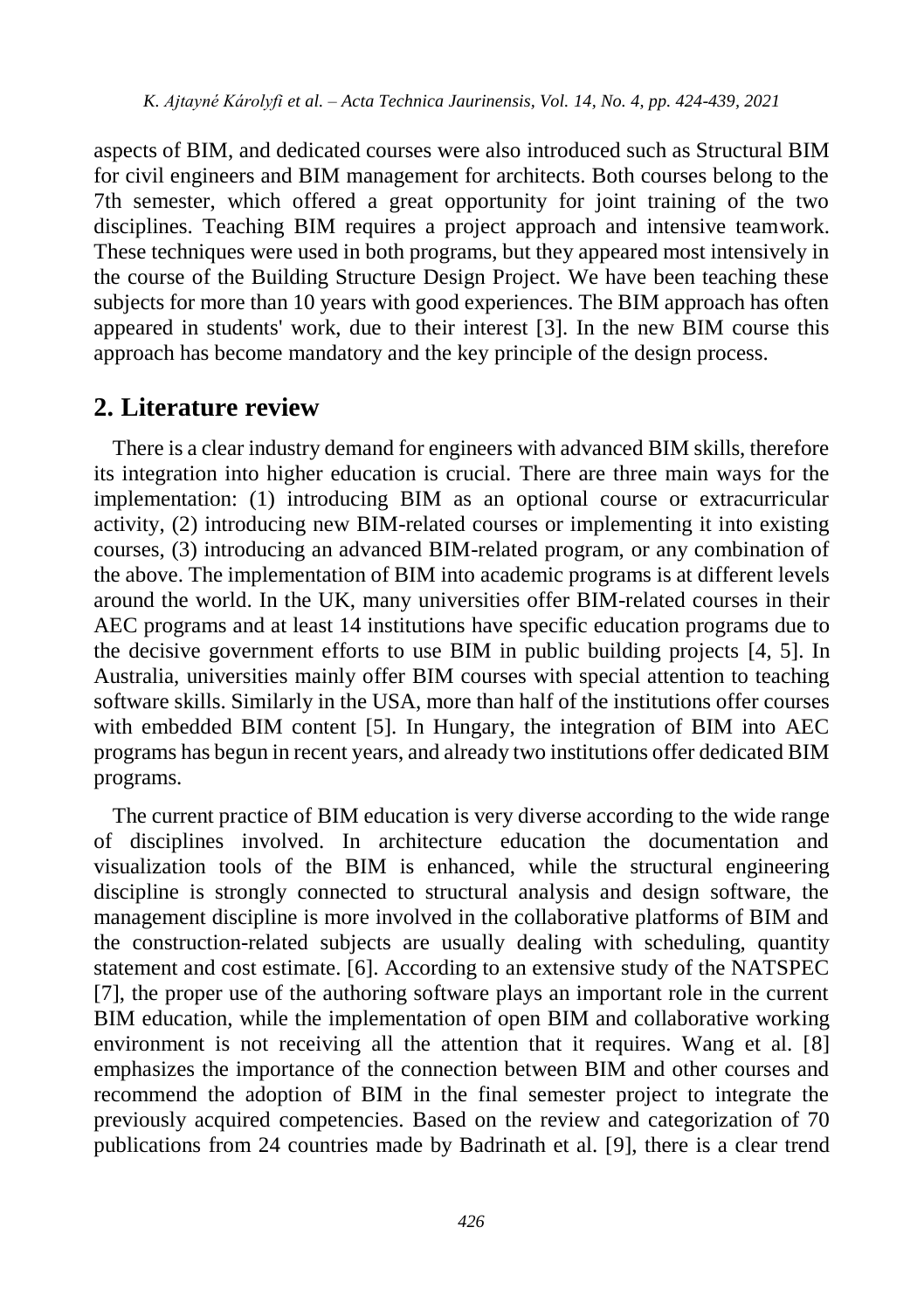aspects of BIM, and dedicated courses were also introduced such as Structural BIM for civil engineers and BIM management for architects. Both courses belong to the 7th semester, which offered a great opportunity for joint training of the two disciplines. Teaching BIM requires a project approach and intensive teamwork. These techniques were used in both programs, but they appeared most intensively in the course of the Building Structure Design Project. We have been teaching these subjects for more than 10 years with good experiences. The BIM approach has often appeared in students' work, due to their interest [3]. In the new BIM course this approach has become mandatory and the key principle of the design process.

## 2. Literature review

There is a clear industry demand for engineers with advanced BIM skills, therefore its integration into higher education is crucial. There are three main ways for the implementation: (1) introducing BIM as an optional course or extracurricular activity, (2) introducing new BIM-related courses or implementing it into existing courses, (3) introducing an advanced BIM-related program, or any combination of the above. The implementation of BIM into academic programs is at different levels around the world. In the UK, many universities offer BIM-related courses in their AEC programs and at least 14 institutions have specific education programs due to the decisive government efforts to use BIM in public building projects [4, 5]. In Australia, universities mainly offer BIM courses with special attention to teaching software skills. Similarly in the USA, more than half of the institutions offer courses with embedded BIM content [5]. In Hungary, the integration of BIM into AEC programs has begun in recent years, and already two institutions offer dedicated BIM programs.

The current practice of BIM education is very diverse according to the wide range of disciplines involved. In architecture education the documentation and visualization tools of the BIM is enhanced, while the structural engineering discipline is strongly connected to structural analysis and design software, the management discipline is more involved in the collaborative platforms of BIM and the construction-related subjects are usually dealing with scheduling, quantity statement and cost estimate. [6]. According to an extensive study of the NATSPEC [7], the proper use of the authoring software plays an important role in the current BIM education, while the implementation of open BIM and collaborative working environment is not receiving all the attention that it requires. Wang et al. [8] emphasizes the importance of the connection between BIM and other courses and recommend the adoption of BIM in the final semester project to integrate the previously acquired competencies. Based on the review and categorization of 70 publications from 24 countries made by Badrinath et al. [9], there is a clear trend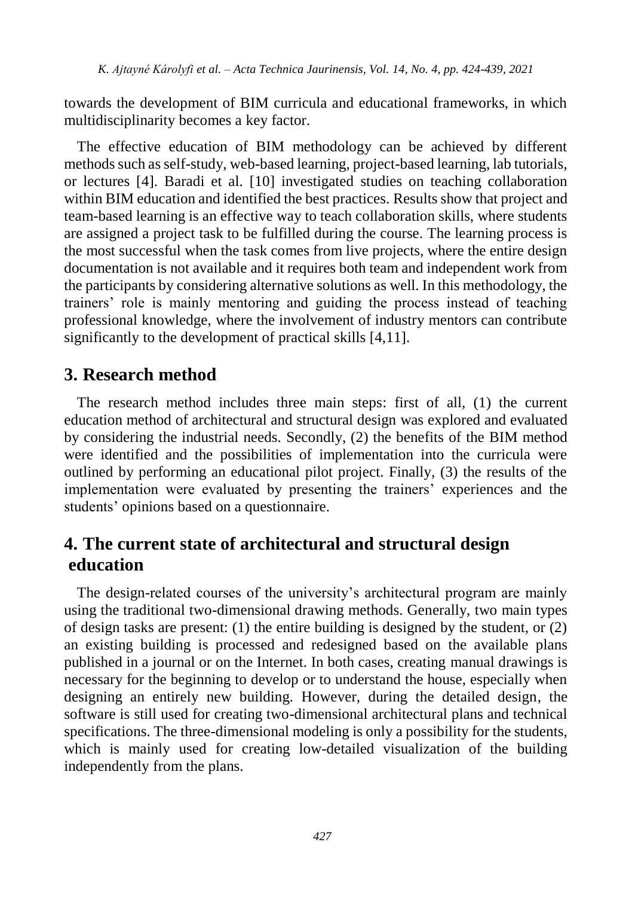towards the development of BIM curricula and educational frameworks, in which multidisciplinarity becomes a key factor.

The effective education of BIM methodology can be achieved by different methods such as self-study, web-based learning, project-based learning, lab tutorials, or lectures [4]. Baradi et al. [10] investigated studies on teaching collaboration within BIM education and identified the best practices. Results show that project and team-based learning is an effective way to teach collaboration skills, where students are assigned a project task to be fulfilled during the course. The learning process is the most successful when the task comes from live projects, where the entire design documentation is not available and it requires both team and independent work from the participants by considering alternative solutions as well. In this methodology, the trainers' role is mainly mentoring and guiding the process instead of teaching professional knowledge, where the involvement of industry mentors can contribute significantly to the development of practical skills [4,11].

## 3. Research method

The research method includes three main steps: first of all, (1) the current education method of architectural and structural design was explored and evaluated by considering the industrial needs. Secondly, (2) the benefits of the BIM method were identified and the possibilities of implementation into the curricula were outlined by performing an educational pilot project. Finally, (3) the results of the implementation were evaluated by presenting the trainers' experiences and the students' opinions based on a questionnaire.

## 4. The current state of architectural and structural design education

The design-related courses of the university's architectural program are mainly using the traditional two-dimensional drawing methods. Generally, two main types of design tasks are present: (1) the entire building is designed by the student, or (2) an existing building is processed and redesigned based on the available plans published in a journal or on the Internet. In both cases, creating manual drawings is necessary for the beginning to develop or to understand the house, especially when designing an entirely new building. However, during the detailed design, the software is still used for creating two-dimensional architectural plans and technical specifications. The three-dimensional modeling is only a possibility for the students, which is mainly used for creating low-detailed visualization of the building independently from the plans.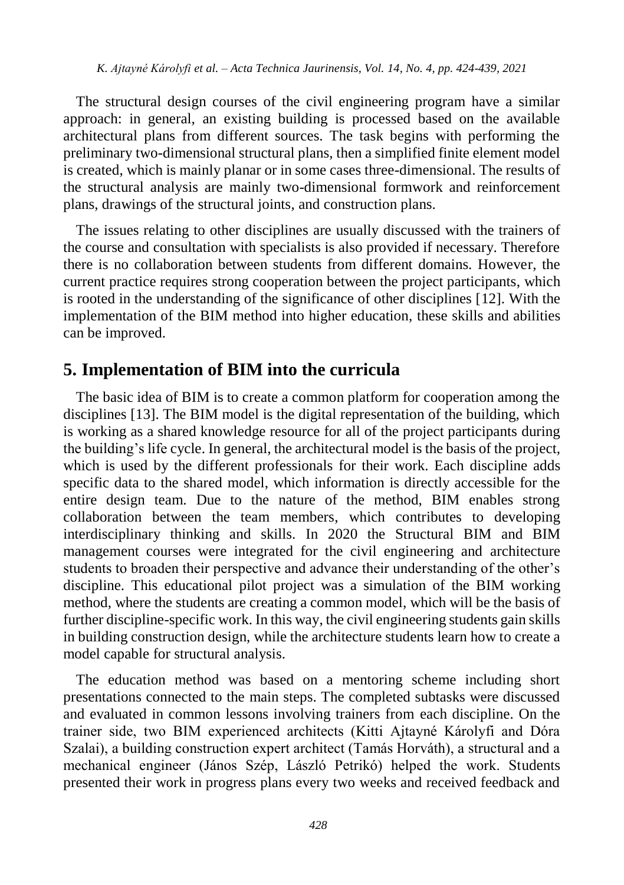The structural design courses of the civil engineering program have a similar approach: in general, an existing building is processed based on the available architectural plans from different sources. The task begins with performing the preliminary two-dimensional structural plans, then a simplified finite element model is created, which is mainly planar or in some cases three-dimensional. The results of the structural analysis are mainly two-dimensional formwork and reinforcement plans, drawings of the structural joints, and construction plans.

The issues relating to other disciplines are usually discussed with the trainers of the course and consultation with specialists is also provided if necessary. Therefore there is no collaboration between students from different domains. However, the current practice requires strong cooperation between the project participants, which is rooted in the understanding of the significance of other disciplines [12]. With the implementation of the BIM method into higher education, these skills and abilities can be improved.

## 5. Implementation of BIM into the curricula

The basic idea of BIM is to create a common platform for cooperation among the disciplines [13]. The BIM model is the digital representation of the building, which is working as a shared knowledge resource for all of the project participants during the building's life cycle. In general, the architectural model is the basis of the project, which is used by the different professionals for their work. Each discipline adds specific data to the shared model, which information is directly accessible for the entire design team. Due to the nature of the method, BIM enables strong collaboration between the team members, which contributes to developing interdisciplinary thinking and skills. In 2020 the Structural BIM and BIM management courses were integrated for the civil engineering and architecture students to broaden their perspective and advance their understanding of the other's discipline. This educational pilot project was a simulation of the BIM working method, where the students are creating a common model, which will be the basis of further discipline-specific work. In this way, the civil engineering students gain skills in building construction design, while the architecture students learn how to create a model capable for structural analysis.

The education method was based on a mentoring scheme including short presentations connected to the main steps. The completed subtasks were discussed and evaluated in common lessons involving trainers from each discipline. On the trainer side, two BIM experienced architects (Kitti Ajtayné Károlyfi and Dóra Szalai), a building construction expert architect (Tamás Horváth), a structural and a mechanical engineer (János Szép, László Petrikó) helped the work. Students presented their work in progress plans every two weeks and received feedback and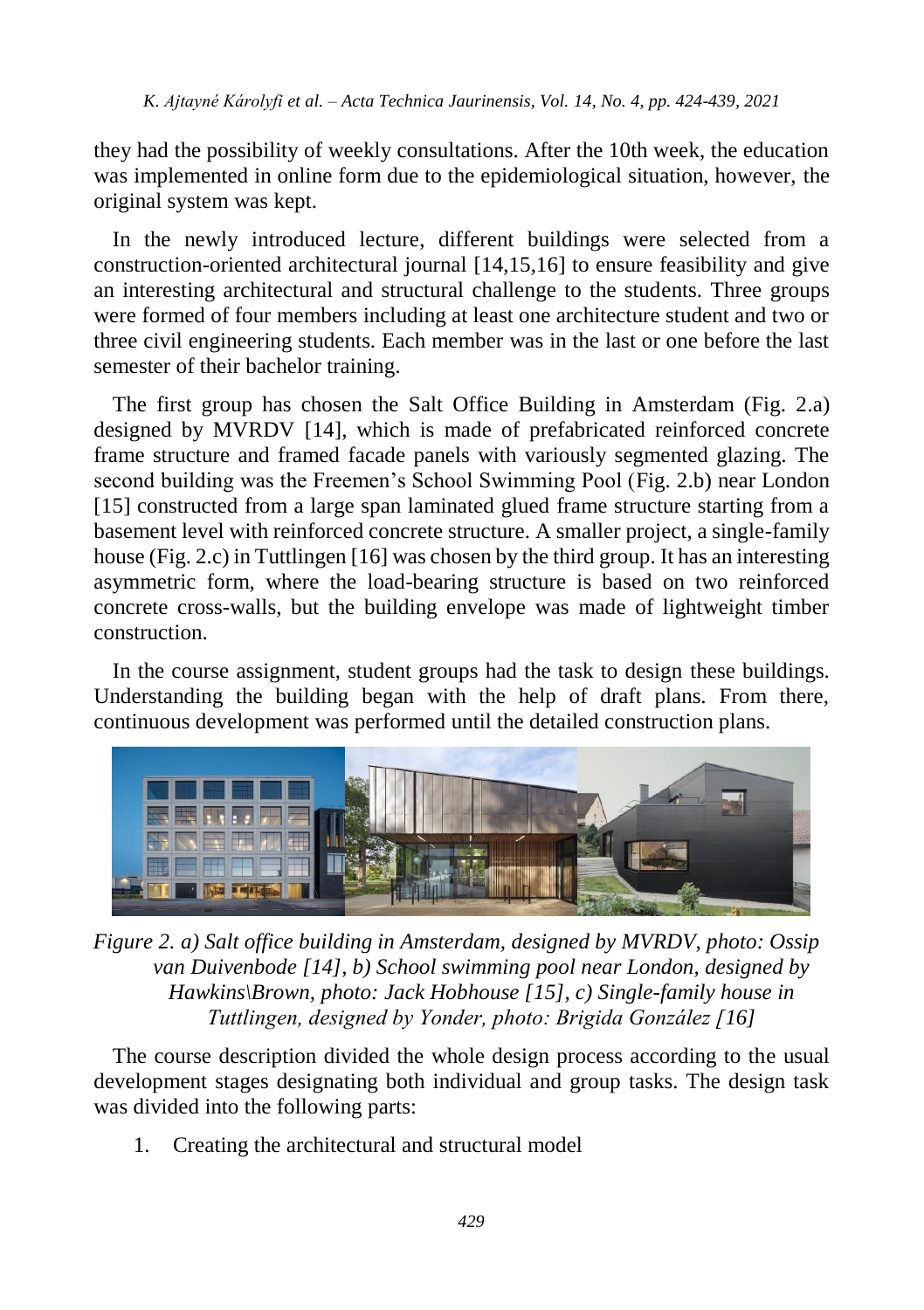they had the possibility of weekly consultations. After the 10th week, the education was implemented in online form due to the epidemiological situation, however, the original system was kept.

In the newly introduced lecture, different buildings were selected from a construction-oriented architectural journal [14,15,16] to ensure feasibility and give an interesting architectural and structural challenge to the students. Three groups were formed of four members including at least one architecture student and two or three civil engineering students. Each member was in the last or one before the last semester of their bachelor training.

The first group has chosen the Salt Office Building in Amsterdam (Fig. 2.a) designed by MVRDV [14], which is made of prefabricated reinforced concrete frame structure and framed facade panels with variously segmented glazing. The second building was the Freemen's School Swimming Pool (Fig. 2.b) near London [15] constructed from a large span laminated glued frame structure starting from a basement level with reinforced concrete structure. A smaller project, a single-family house (Fig. 2.c) in Tuttlingen [16] was chosen by the third group. It has an interesting asymmetric form, where the load-bearing structure is based on two reinforced concrete cross-walls, but the building envelope was made of lightweight timber construction.

In the course assignment, student groups had the task to design these buildings. Understanding the building began with the help of draft plans. From there, continuous development was performed until the detailed construction plans.

*Figure 2. a) Salt office building in Amsterdam, designed by MVRDV, photo: Ossip van Duivenbode [14], b) School swimming pool near London, designed by Hawkins\Brown, photo: Jack Hobhouse [15], c) Single-family house in Tuttlingen, designed by Yonder, photo: Brigida González [16]*

The course description divided the whole design process according to the usual development stages designating both individual and group tasks. The design task was divided into the following parts:

1. Creating the architectural and structural model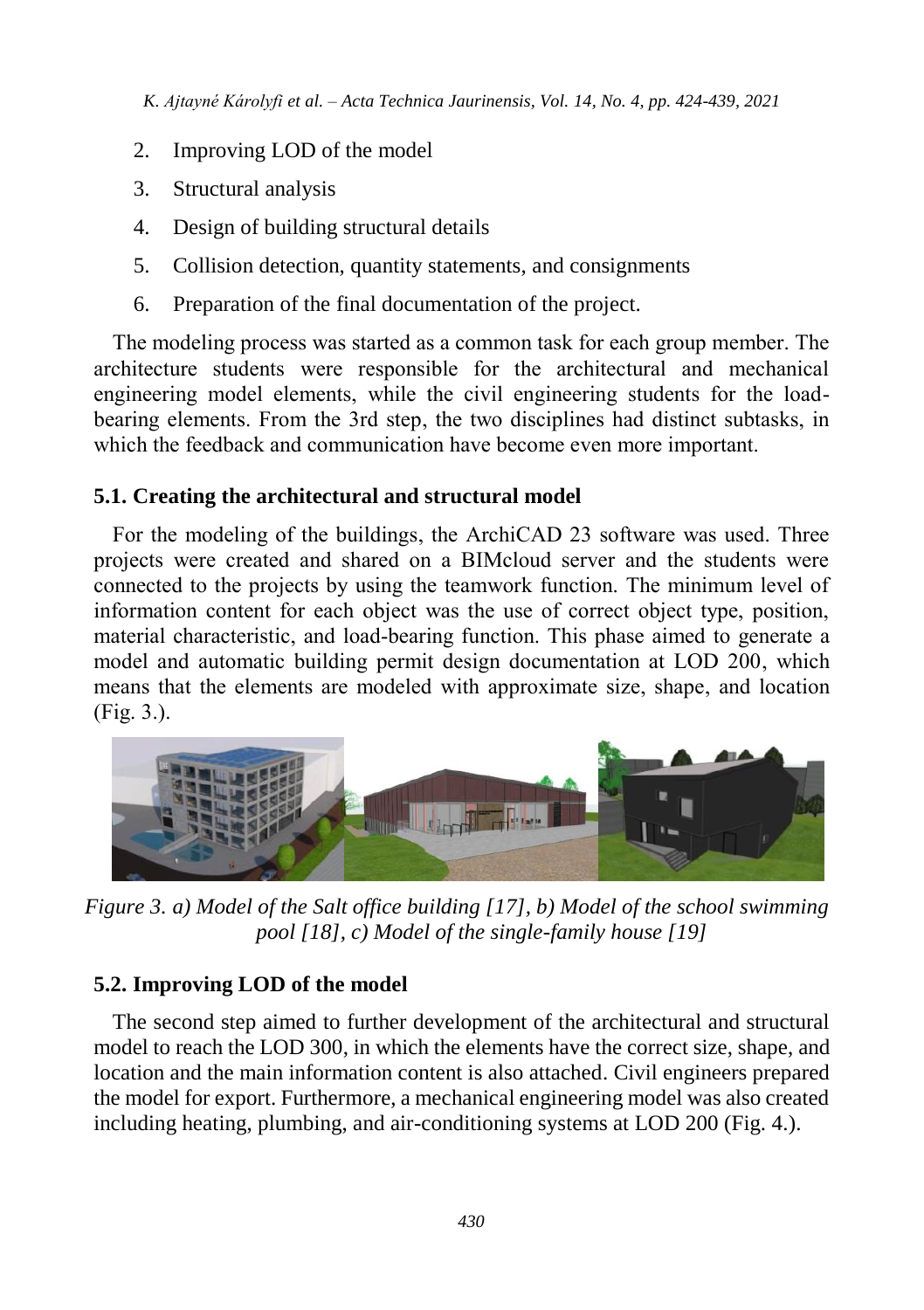2. Improving LOD of the model
3. Structural analysis
4. Design of building structural details
5. Collision detection, quantity statements, and consignments
6. Preparation of the final documentation of the project.

The modeling process was started as a common task for each group member. The architecture students were responsible for the architectural and mechanical engineering model elements, while the civil engineering students for the load-bearing elements. From the 3rd step, the two disciplines had distinct subtasks, in which the feedback and communication have become even more important.

### 5.1. Creating the architectural and structural model

For the modeling of the buildings, the ArchiCAD 23 software was used. Three projects were created and shared on a BIMcloud server and the students were connected to the projects by using the teamwork function. The minimum level of information content for each object was the use of correct object type, position, material characteristic, and load-bearing function. This phase aimed to generate a model and automatic building permit design documentation at LOD 200, which means that the elements are modeled with approximate size, shape, and location (Fig. 3.).

*Figure 3. a) Model of the Salt office building [17], b) Model of the school swimming pool [18], c) Model of the single-family house [19]*

### 5.2. Improving LOD of the model

The second step aimed to further development of the architectural and structural model to reach the LOD 300, in which the elements have the correct size, shape, and location and the main information content is also attached. Civil engineers prepared the model for export. Furthermore, a mechanical engineering model was also created including heating, plumbing, and air-conditioning systems at LOD 200 (Fig. 4.).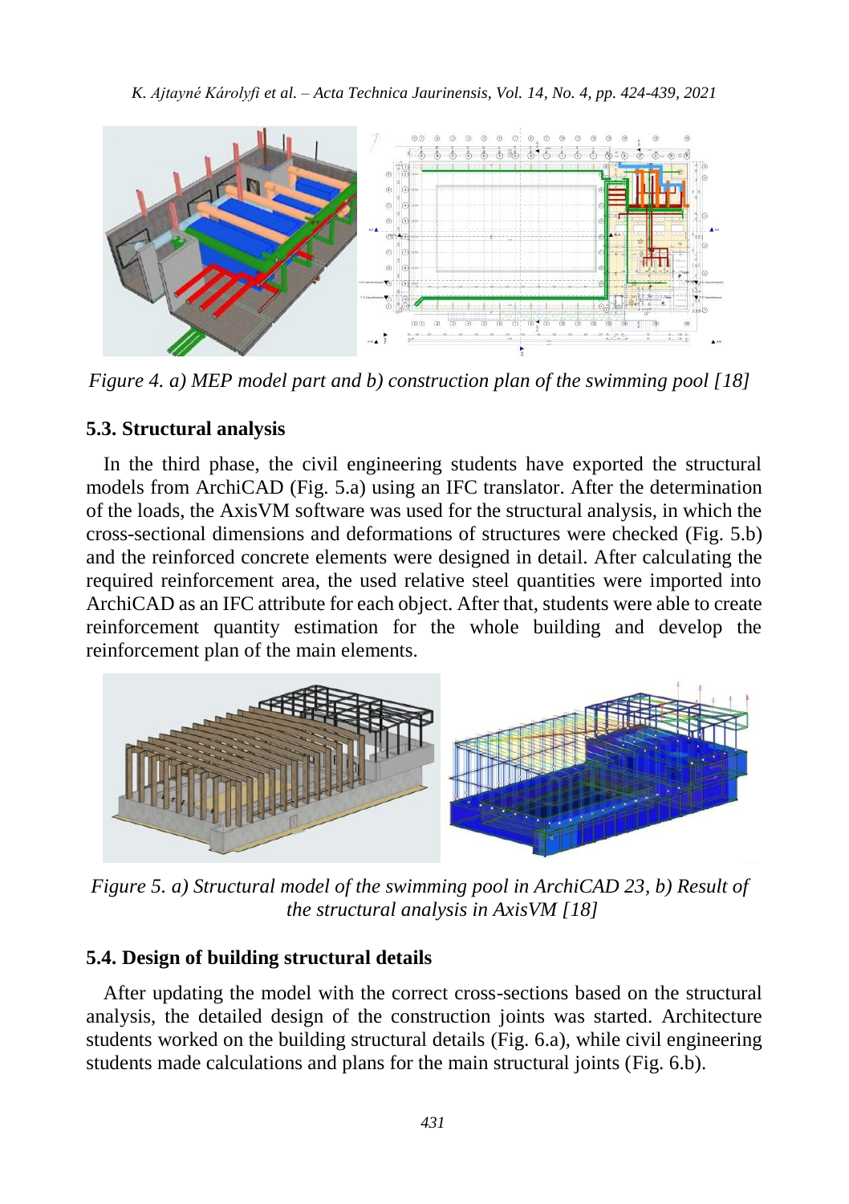*Figure 4. a) MEP model part and b) construction plan of the swimming pool [18]*

### 5.3. Structural analysis

In the third phase, the civil engineering students have exported the structural models from ArchiCAD (Fig. 5.a) using an IFC translator. After the determination of the loads, the AxisVM software was used for the structural analysis, in which the cross-sectional dimensions and deformations of structures were checked (Fig. 5.b) and the reinforced concrete elements were designed in detail. After calculating the required reinforcement area, the used relative steel quantities were imported into ArchiCAD as an IFC attribute for each object. After that, students were able to create reinforcement quantity estimation for the whole building and develop the reinforcement plan of the main elements.

*Figure 5. a) Structural model of the swimming pool in ArchiCAD 23, b) Result of the structural analysis in AxisVM [18]*

### 5.4. Design of building structural details

After updating the model with the correct cross-sections based on the structural analysis, the detailed design of the construction joints was started. Architecture students worked on the building structural details (Fig. 6.a), while civil engineering students made calculations and plans for the main structural joints (Fig. 6.b).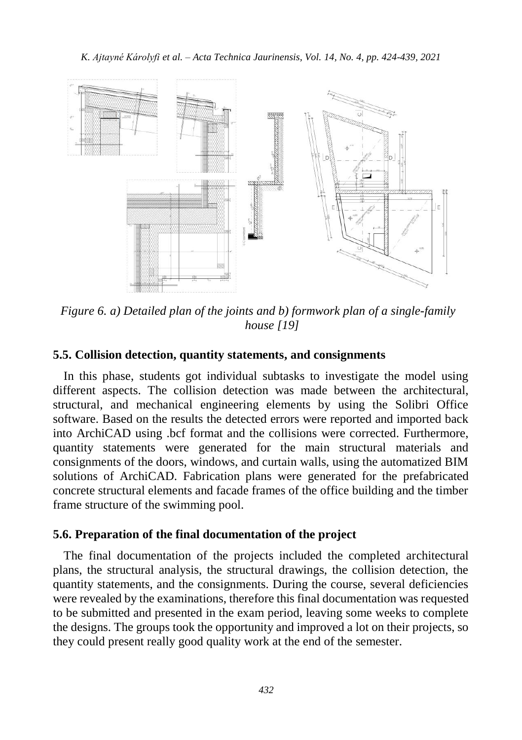*Figure 6. a) Detailed plan of the joints and b) formwork plan of a single-family house [19]*

### 5.5. Collision detection, quantity statements, and consignments

In this phase, students got individual subtasks to investigate the model using different aspects. The collision detection was made between the architectural, structural, and mechanical engineering elements by using the Solibri Office software. Based on the results the detected errors were reported and imported back into ArchiCAD using .bcf format and the collisions were corrected. Furthermore, quantity statements were generated for the main structural materials and consignments of the doors, windows, and curtain walls, using the automatized BIM solutions of ArchiCAD. Fabrication plans were generated for the prefabricated concrete structural elements and facade frames of the office building and the timber frame structure of the swimming pool.

### 5.6. Preparation of the final documentation of the project

The final documentation of the projects included the completed architectural plans, the structural analysis, the structural drawings, the collision detection, the quantity statements, and the consignments. During the course, several deficiencies were revealed by the examinations, therefore this final documentation was requested to be submitted and presented in the exam period, leaving some weeks to complete the designs. The groups took the opportunity and improved a lot on their projects, so they could present really good quality work at the end of the semester.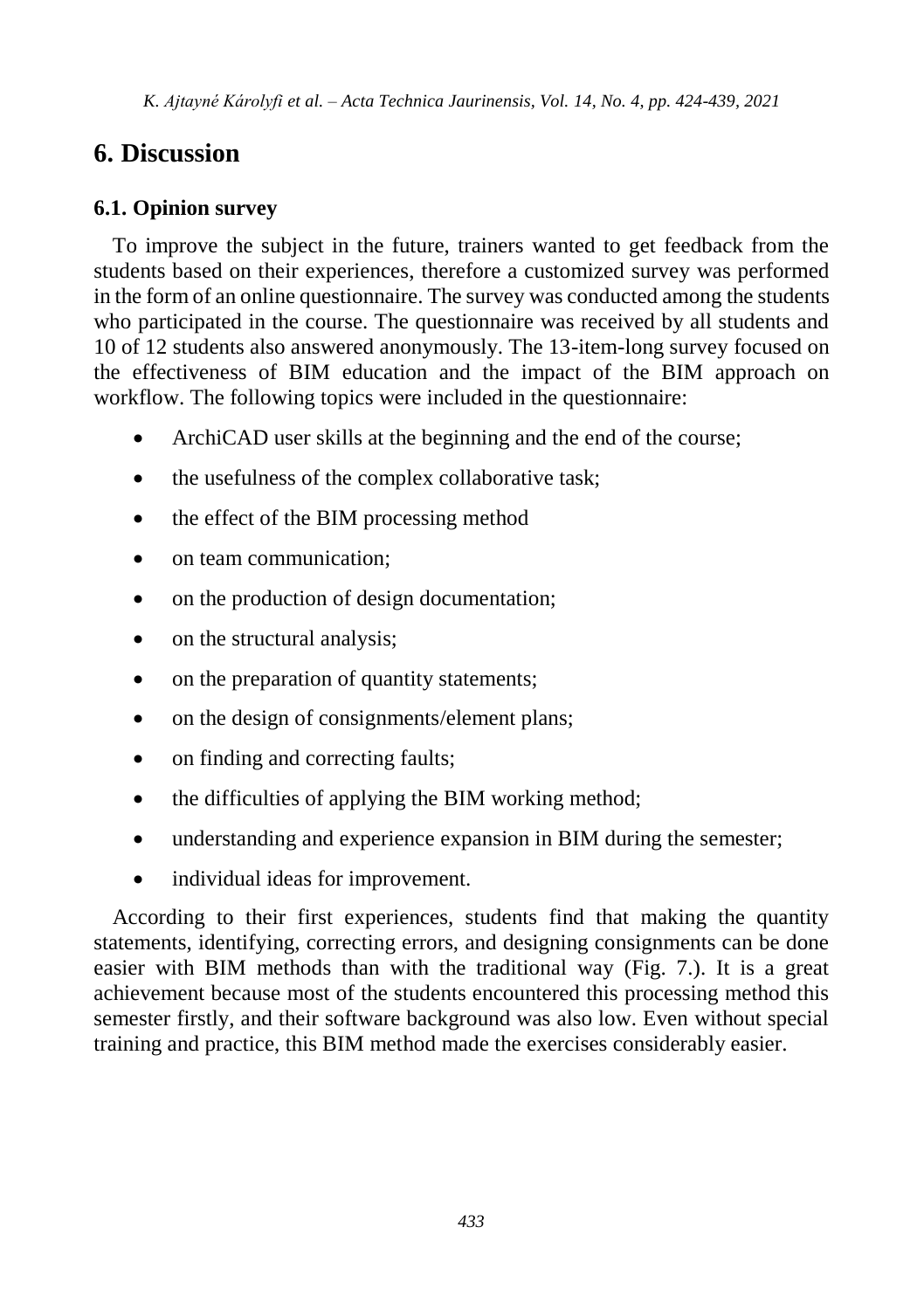# 6. Discussion

## 6.1. Opinion survey

To improve the subject in the future, trainers wanted to get feedback from the students based on their experiences, therefore a customized survey was performed in the form of an online questionnaire. The survey was conducted among the students who participated in the course. The questionnaire was received by all students and 10 of 12 students also answered anonymously. The 13-item-long survey focused on the effectiveness of BIM education and the impact of the BIM approach on workflow. The following topics were included in the questionnaire:

- ArchiCAD user skills at the beginning and the end of the course;
- the usefulness of the complex collaborative task;
- the effect of the BIM processing method
- on team communication;
- on the production of design documentation;
- on the structural analysis;
- on the preparation of quantity statements;
- on the design of consignments/element plans;
- on finding and correcting faults;
- the difficulties of applying the BIM working method;
- understanding and experience expansion in BIM during the semester;
- individual ideas for improvement.

According to their first experiences, students find that making the quantity statements, identifying, correcting errors, and designing consignments can be done easier with BIM methods than with the traditional way (Fig. 7.). It is a great achievement because most of the students encountered this processing method this semester firstly, and their software background was also low. Even without special training and practice, this BIM method made the exercises considerably easier.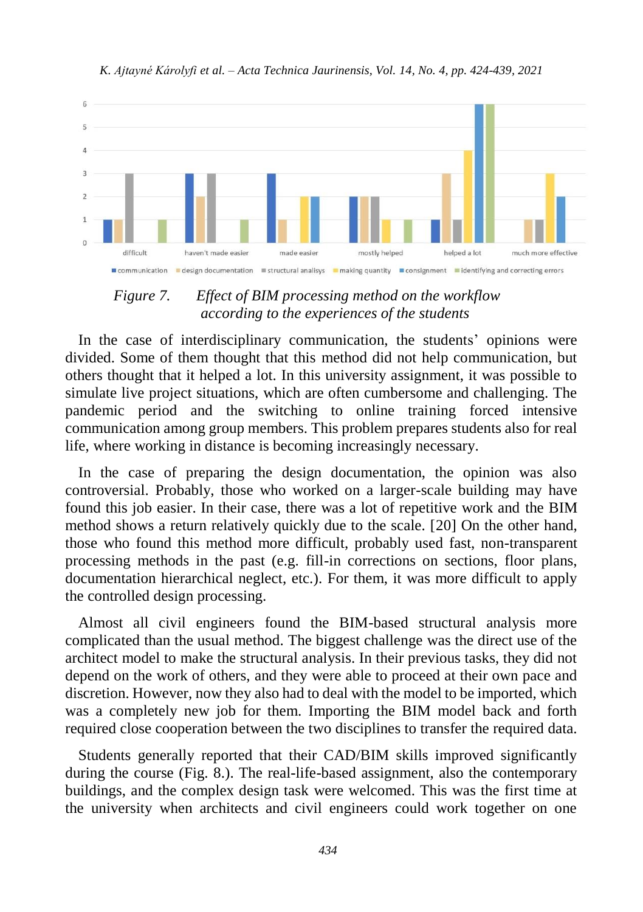Figure 7. Effect of BIM processing method on the workflow according to the experiences of the students

In the case of interdisciplinary communication, the students' opinions were divided. Some of them thought that this method did not help communication, but others thought that it helped a lot. In this university assignment, it was possible to simulate live project situations, which are often cumbersome and challenging. The pandemic period and the switching to online training forced intensive communication among group members. This problem prepares students also for real life, where working in distance is becoming increasingly necessary.

In the case of preparing the design documentation, the opinion was also controversial. Probably, those who worked on a larger-scale building may have found this job easier. In their case, there was a lot of repetitive work and the BIM method shows a return relatively quickly due to the scale. [20] On the other hand, those who found this method more difficult, probably used fast, non-transparent processing methods in the past (e.g. fill-in corrections on sections, floor plans, documentation hierarchical neglect, etc.). For them, it was more difficult to apply the controlled design processing.

Almost all civil engineers found the BIM-based structural analysis more complicated than the usual method. The biggest challenge was the direct use of the architect model to make the structural analysis. In their previous tasks, they did not depend on the work of others, and they were able to proceed at their own pace and discretion. However, now they also had to deal with the model to be imported, which was a completely new job for them. Importing the BIM model back and forth required close cooperation between the two disciplines to transfer the required data.

Students generally reported that their CAD/BIM skills improved significantly during the course (Fig. 8.). The real-life-based assignment, also the contemporary buildings, and the complex design task were welcomed. This was the first time at the university when architects and civil engineers could work together on one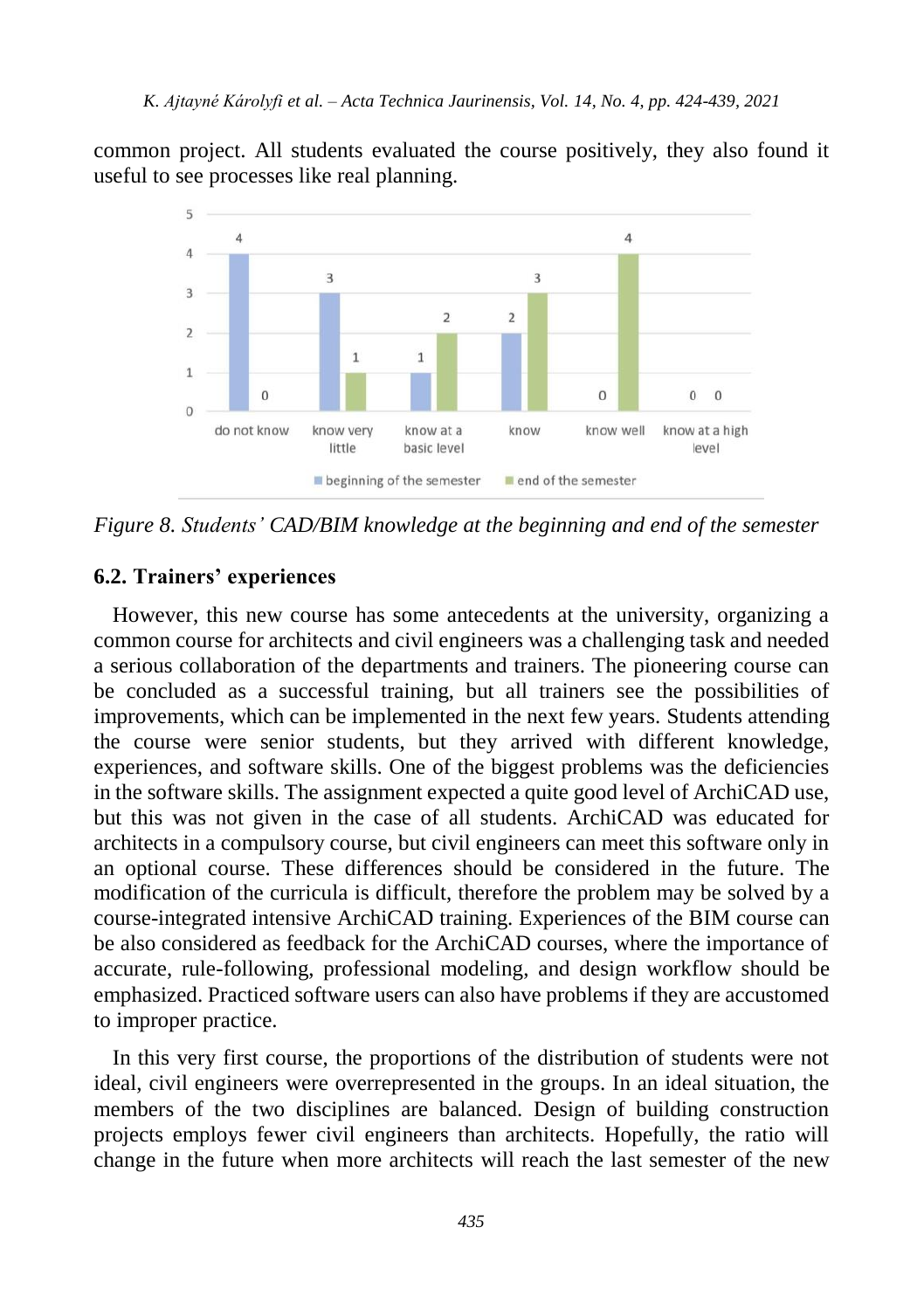common project. All students evaluated the course positively, they also found it useful to see processes like real planning.

*Figure 8. Students' CAD/BIM knowledge at the beginning and end of the semester*

### 6.2. Trainers' experiences

However, this new course has some antecedents at the university, organizing a common course for architects and civil engineers was a challenging task and needed a serious collaboration of the departments and trainers. The pioneering course can be concluded as a successful training, but all trainers see the possibilities of improvements, which can be implemented in the next few years. Students attending the course were senior students, but they arrived with different knowledge, experiences, and software skills. One of the biggest problems was the deficiencies in the software skills. The assignment expected a quite good level of ArchiCAD use, but this was not given in the case of all students. ArchiCAD was educated for architects in a compulsory course, but civil engineers can meet this software only in an optional course. These differences should be considered in the future. The modification of the curricula is difficult, therefore the problem may be solved by a course-integrated intensive ArchiCAD training. Experiences of the BIM course can be also considered as feedback for the ArchiCAD courses, where the importance of accurate, rule-following, professional modeling, and design workflow should be emphasized. Practiced software users can also have problems if they are accustomed to improper practice.

In this very first course, the proportions of the distribution of students were not ideal, civil engineers were overrepresented in the groups. In an ideal situation, the members of the two disciplines are balanced. Design of building construction projects employs fewer civil engineers than architects. Hopefully, the ratio will change in the future when more architects will reach the last semester of the new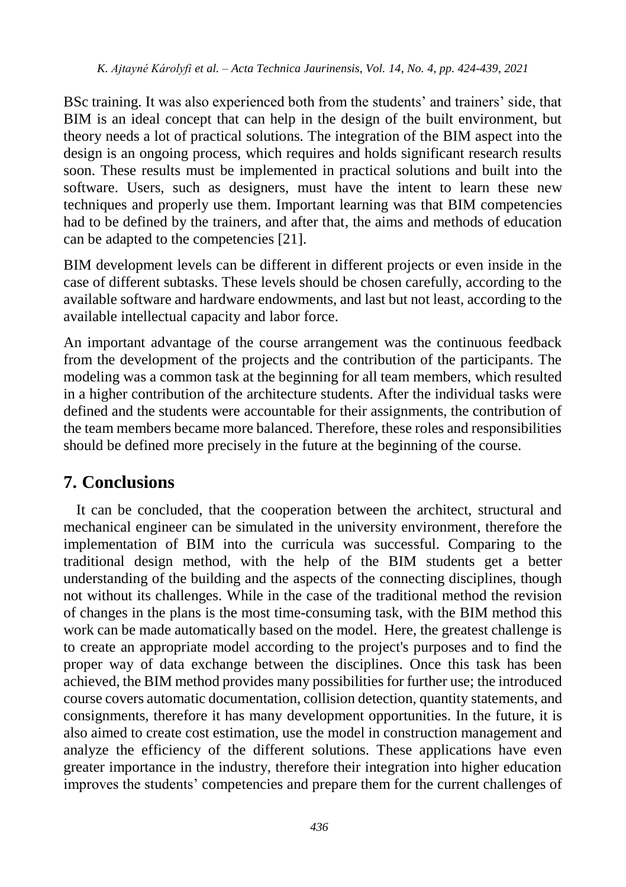BSc training. It was also experienced both from the students' and trainers' side, that BIM is an ideal concept that can help in the design of the built environment, but theory needs a lot of practical solutions. The integration of the BIM aspect into the design is an ongoing process, which requires and holds significant research results soon. These results must be implemented in practical solutions and built into the software. Users, such as designers, must have the intent to learn these new techniques and properly use them. Important learning was that BIM competencies had to be defined by the trainers, and after that, the aims and methods of education can be adapted to the competencies [21].

BIM development levels can be different in different projects or even inside in the case of different subtasks. These levels should be chosen carefully, according to the available software and hardware endowments, and last but not least, according to the available intellectual capacity and labor force.

An important advantage of the course arrangement was the continuous feedback from the development of the projects and the contribution of the participants. The modeling was a common task at the beginning for all team members, which resulted in a higher contribution of the architecture students. After the individual tasks were defined and the students were accountable for their assignments, the contribution of the team members became more balanced. Therefore, these roles and responsibilities should be defined more precisely in the future at the beginning of the course.

## 7. Conclusions

It can be concluded, that the cooperation between the architect, structural and mechanical engineer can be simulated in the university environment, therefore the implementation of BIM into the curricula was successful. Comparing to the traditional design method, with the help of the BIM students get a better understanding of the building and the aspects of the connecting disciplines, though not without its challenges. While in the case of the traditional method the revision of changes in the plans is the most time-consuming task, with the BIM method this work can be made automatically based on the model. Here, the greatest challenge is to create an appropriate model according to the project's purposes and to find the proper way of data exchange between the disciplines. Once this task has been achieved, the BIM method provides many possibilities for further use; the introduced course covers automatic documentation, collision detection, quantity statements, and consignments, therefore it has many development opportunities. In the future, it is also aimed to create cost estimation, use the model in construction management and analyze the efficiency of the different solutions. These applications have even greater importance in the industry, therefore their integration into higher education improves the students' competencies and prepare them for the current challenges of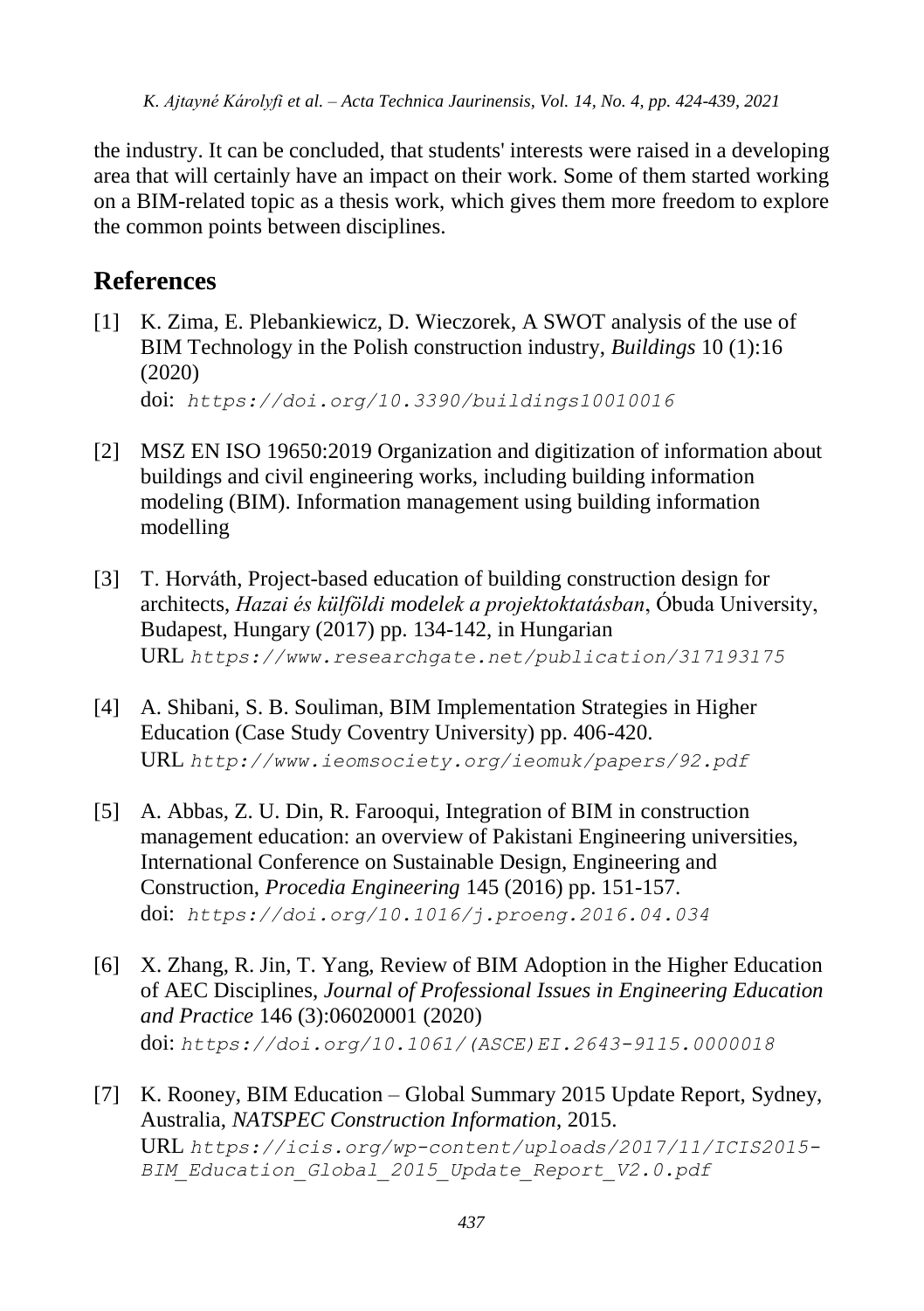the industry. It can be concluded, that students' interests were raised in a developing area that will certainly have an impact on their work. Some of them started working on a BIM-related topic as a thesis work, which gives them more freedom to explore the common points between disciplines.

## References

[1] K. Zima, E. Plebankiewicz, D. Wieczorek, A SWOT analysis of the use of BIM Technology in the Polish construction industry, *Buildings* 10 (1):16 (2020)
doi: https://doi.org/10.3390/buildings10010016

[2] MSZ EN ISO 19650:2019 Organization and digitization of information about buildings and civil engineering works, including building information modeling (BIM). Information management using building information modelling

[3] T. Horváth, Project-based education of building construction design for architects, *Hazai és külföldi modelek a projektoktatásban*, Óbuda University, Budapest, Hungary (2017) pp. 134-142, in Hungarian
URL https://www.researchgate.net/publication/317193175

[4] A. Shibani, S. B. Souliman, BIM Implementation Strategies in Higher Education (Case Study Coventry University) pp. 406-420.
URL http://www.ieomsociety.org/ieomuk/papers/92.pdf

[5] A. Abbas, Z. U. Din, R. Farooqui, Integration of BIM in construction management education: an overview of Pakistani Engineering universities, International Conference on Sustainable Design, Engineering and Construction, *Procedia Engineering* 145 (2016) pp. 151-157.
doi: https://doi.org/10.1016/j.proeng.2016.04.034

[6] X. Zhang, R. Jin, T. Yang, Review of BIM Adoption in the Higher Education of AEC Disciplines, *Journal of Professional Issues in Engineering Education and Practice* 146 (3):06020001 (2020)
doi: https://doi.org/10.1061/(ASCE)EI.2643-9115.0000018

[7] K. Rooney, BIM Education – Global Summary 2015 Update Report, Sydney, Australia, *NATSPEC Construction Information*, 2015.
URL https://icis.org/wp-content/uploads/2017/11/ICIS2015-BIM_Education_Global_2015_Update_Report_V2.0.pdf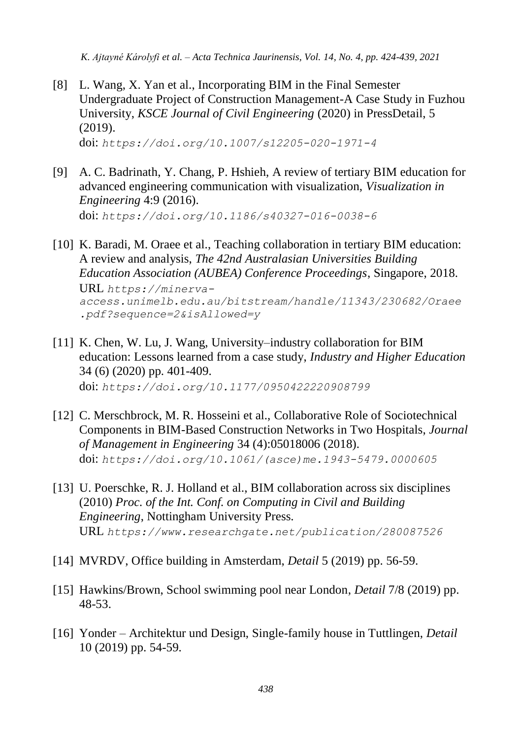[8] L. Wang, X. Yan et al., Incorporating BIM in the Final Semester Undergraduate Project of Construction Management-A Case Study in Fuzhou University, *KSCE Journal of Civil Engineering* (2020) in PressDetail, 5 (2019).
doi: `https://doi.org/10.1007/s12205-020-1971-4`

[9] A. C. Badrinath, Y. Chang, P. Hshieh, A review of tertiary BIM education for advanced engineering communication with visualization, *Visualization in Engineering* 4:9 (2016).
doi: `https://doi.org/10.1186/s40327-016-0038-6`

[10] K. Baradi, M. Oraee et al., Teaching collaboration in tertiary BIM education: A review and analysis, *The 42nd Australasian Universities Building Education Association (AUBEA) Conference Proceedings*, Singapore, 2018.
URL `https://minerva-access.unimelb.edu.au/bitstream/handle/11343/230682/Oraee.pdf?sequence=2&isAllowed=y`

[11] K. Chen, W. Lu, J. Wang, University–industry collaboration for BIM education: Lessons learned from a case study, *Industry and Higher Education* 34 (6) (2020) pp. 401-409.
doi: `https://doi.org/10.1177/0950422220908799`

[12] C. Merschbrock, M. R. Hosseini et al., Collaborative Role of Sociotechnical Components in BIM-Based Construction Networks in Two Hospitals, *Journal of Management in Engineering* 34 (4):05018006 (2018).
doi: `https://doi.org/10.1061/(asce)me.1943-5479.0000605`

[13] U. Poerschke, R. J. Holland et al., BIM collaboration across six disciplines (2010) *Proc. of the Int. Conf. on Computing in Civil and Building Engineering*, Nottingham University Press.
URL `https://www.researchgate.net/publication/280087526`

[14] MVRDV, Office building in Amsterdam, *Detail* 5 (2019) pp. 56-59.

[15] Hawkins/Brown, School swimming pool near London, *Detail* 7/8 (2019) pp. 48-53.

[16] Yonder – Architektur und Design, Single-family house in Tuttlingen, *Detail* 10 (2019) pp. 54-59.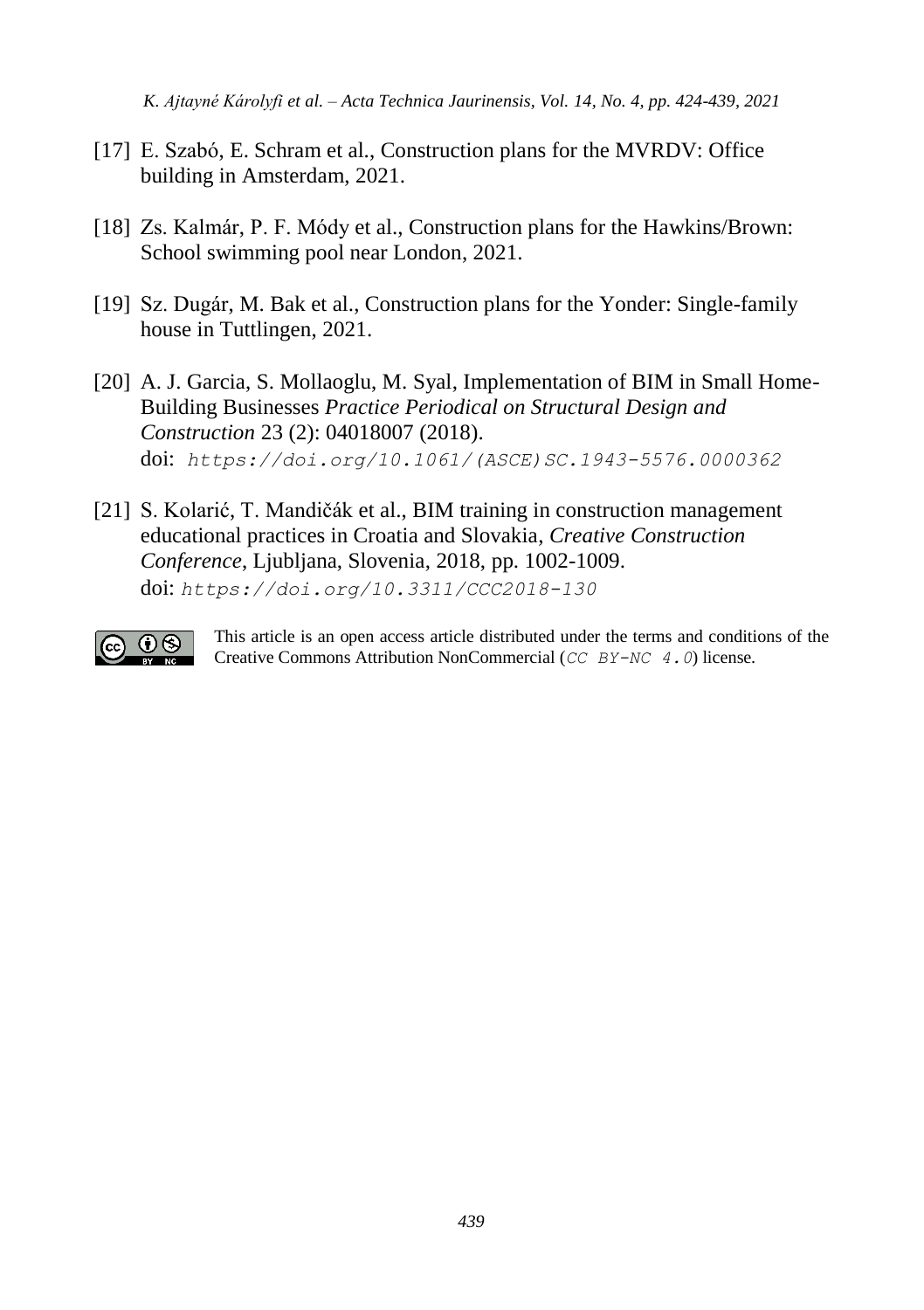[17] E. Szabó, E. Schram et al., Construction plans for the MVRDV: Office building in Amsterdam, 2021.

[18] Zs. Kalmár, P. F. Módy et al., Construction plans for the Hawkins/Brown: School swimming pool near London, 2021.

[19] Sz. Dugár, M. Bak et al., Construction plans for the Yonder: Single-family house in Tuttlingen, 2021.

[20] A. J. Garcia, S. Mollaoglu, M. Syal, Implementation of BIM in Small Home-Building Businesses *Practice Periodical on Structural Design and Construction* 23 (2): 04018007 (2018).
doi: `https://doi.org/10.1061/(ASCE)SC.1943-5576.0000362`

[21] S. Kolarić, T. Mandičák et al., BIM training in construction management educational practices in Croatia and Slovakia, *Creative Construction Conference*, Ljubljana, Slovenia, 2018, pp. 1002-1009.
doi: `https://doi.org/10.3311/CCC2018-130`

This article is an open access article distributed under the terms and conditions of the Creative Commons Attribution NonCommercial (`CC BY-NC 4.0`) license.